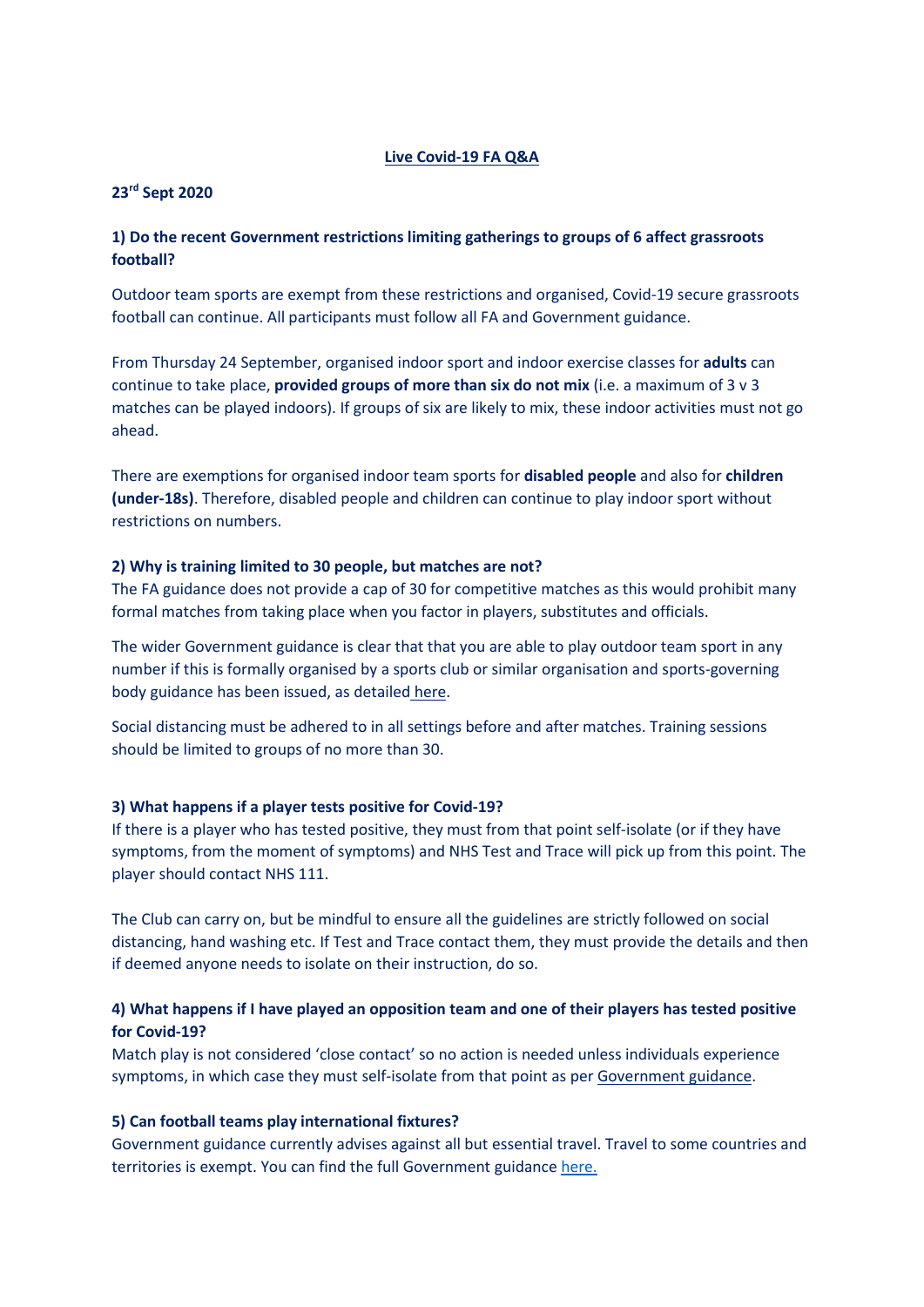# Live Covid-19 FA Q&A

**23rd Sept 2020**

### 1) Do the recent Government restrictions limiting gatherings to groups of 6 affect grassroots football?

Outdoor team sports are exempt from these restrictions and organised, Covid-19 secure grassroots football can continue. All participants must follow all FA and Government guidance.

From Thursday 24 September, organised indoor sport and indoor exercise classes for **adults** can continue to take place, **provided groups of more than six do not mix** (i.e. a maximum of 3 v 3 matches can be played indoors). If groups of six are likely to mix, these indoor activities must not go ahead.

There are exemptions for organised indoor team sports for **disabled people** and also for **children (under-18s)**. Therefore, disabled people and children can continue to play indoor sport without restrictions on numbers.

### 2) Why is training limited to 30 people, but matches are not?

The FA guidance does not provide a cap of 30 for competitive matches as this would prohibit many formal matches from taking place when you factor in players, substitutes and officials.

The wider Government guidance is clear that that you are able to play outdoor team sport in any number if this is formally organised by a sports club or similar organisation and sports-governing body guidance has been issued, as detailed here.

Social distancing must be adhered to in all settings before and after matches. Training sessions should be limited to groups of no more than 30.

### 3) What happens if a player tests positive for Covid-19?

If there is a player who has tested positive, they must from that point self-isolate (or if they have symptoms, from the moment of symptoms) and NHS Test and Trace will pick up from this point. The player should contact NHS 111.

The Club can carry on, but be mindful to ensure all the guidelines are strictly followed on social distancing, hand washing etc. If Test and Trace contact them, they must provide the details and then if deemed anyone needs to isolate on their instruction, do so.

### 4) What happens if I have played an opposition team and one of their players has tested positive for Covid-19?

Match play is not considered 'close contact' so no action is needed unless individuals experience symptoms, in which case they must self-isolate from that point as per Government guidance.

### 5) Can football teams play international fixtures?

Government guidance currently advises against all but essential travel. Travel to some countries and territories is exempt. You can find the full Government guidance here.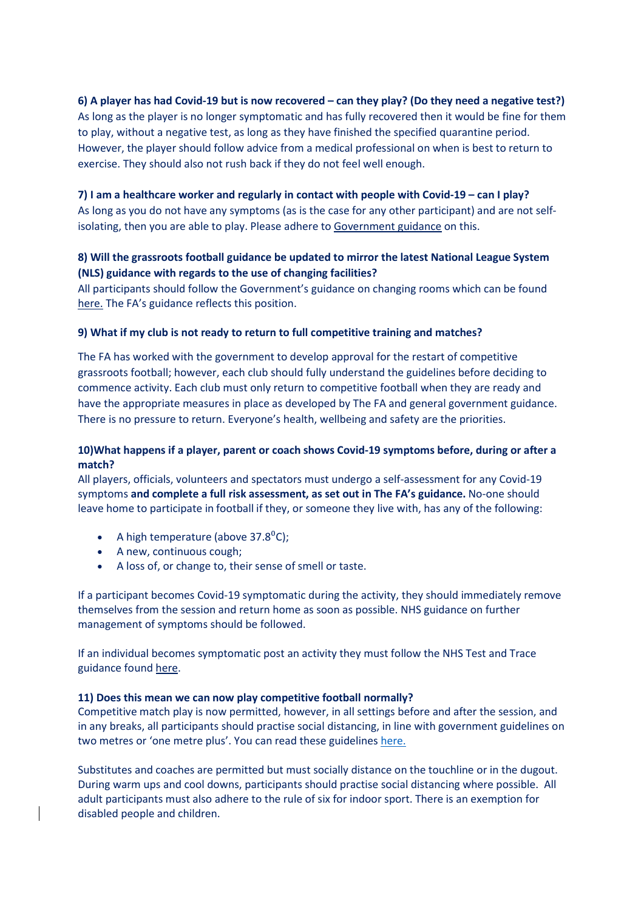**6) A player has had Covid-19 but is now recovered – can they play? (Do they need a negative test?)**
As long as the player is no longer symptomatic and has fully recovered then it would be fine for them to play, without a negative test, as long as they have finished the specified quarantine period. However, the player should follow advice from a medical professional on when is best to return to exercise. They should also not rush back if they do not feel well enough.

**7) I am a healthcare worker and regularly in contact with people with Covid-19 – can I play?**
As long as you do not have any symptoms (as is the case for any other participant) and are not self-isolating, then you are able to play. Please adhere to Government guidance on this.

**8) Will the grassroots football guidance be updated to mirror the latest National League System (NLS) guidance with regards to the use of changing facilities?**
All participants should follow the Government's guidance on changing rooms which can be found here. The FA's guidance reflects this position.

**9) What if my club is not ready to return to full competitive training and matches?**

The FA has worked with the government to develop approval for the restart of competitive grassroots football; however, each club should fully understand the guidelines before deciding to commence activity. Each club must only return to competitive football when they are ready and have the appropriate measures in place as developed by The FA and general government guidance. There is no pressure to return. Everyone's health, wellbeing and safety are the priorities.

**10)What happens if a player, parent or coach shows Covid-19 symptoms before, during or after a match?**
All players, officials, volunteers and spectators must undergo a self-assessment for any Covid-19 symptoms **and complete a full risk assessment, as set out in The FA's guidance.** No-one should leave home to participate in football if they, or someone they live with, has any of the following:

- A high temperature (above 37.8$^{0}$C);
- A new, continuous cough;
- A loss of, or change to, their sense of smell or taste.

If a participant becomes Covid-19 symptomatic during the activity, they should immediately remove themselves from the session and return home as soon as possible. NHS guidance on further management of symptoms should be followed.

If an individual becomes symptomatic post an activity they must follow the NHS Test and Trace guidance found here.

**11) Does this mean we can now play competitive football normally?**
Competitive match play is now permitted, however, in all settings before and after the session, and in any breaks, all participants should practise social distancing, in line with government guidelines on two metres or 'one metre plus'. You can read these guidelines here.

Substitutes and coaches are permitted but must socially distance on the touchline or in the dugout. During warm ups and cool downs, participants should practise social distancing where possible. All adult participants must also adhere to the rule of six for indoor sport. There is an exemption for disabled people and children.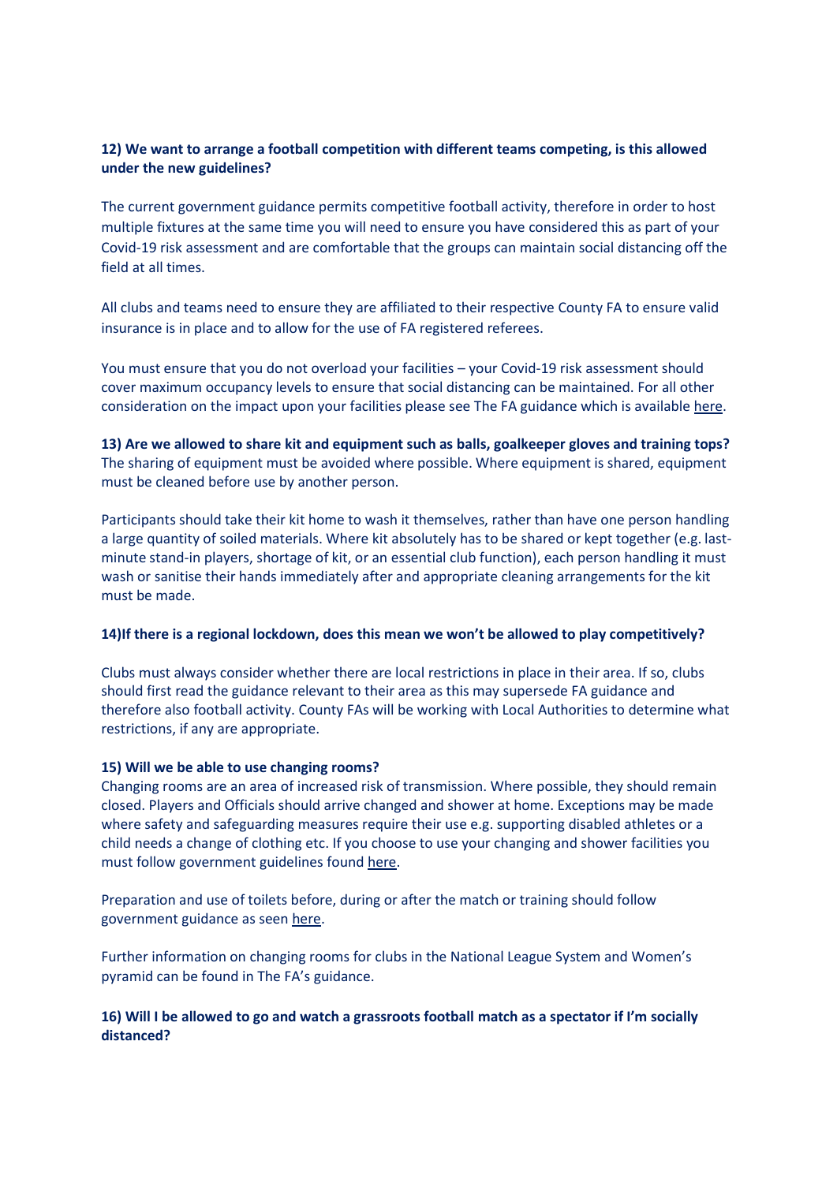**12) We want to arrange a football competition with different teams competing, is this allowed under the new guidelines?**

The current government guidance permits competitive football activity, therefore in order to host multiple fixtures at the same time you will need to ensure you have considered this as part of your Covid-19 risk assessment and are comfortable that the groups can maintain social distancing off the field at all times.

All clubs and teams need to ensure they are affiliated to their respective County FA to ensure valid insurance is in place and to allow for the use of FA registered referees.

You must ensure that you do not overload your facilities – your Covid-19 risk assessment should cover maximum occupancy levels to ensure that social distancing can be maintained. For all other consideration on the impact upon your facilities please see The FA guidance which is available here.

**13) Are we allowed to share kit and equipment such as balls, goalkeeper gloves and training tops?**

The sharing of equipment must be avoided where possible. Where equipment is shared, equipment must be cleaned before use by another person.

Participants should take their kit home to wash it themselves, rather than have one person handling a large quantity of soiled materials. Where kit absolutely has to be shared or kept together (e.g. last-minute stand-in players, shortage of kit, or an essential club function), each person handling it must wash or sanitise their hands immediately after and appropriate cleaning arrangements for the kit must be made.

**14)If there is a regional lockdown, does this mean we won't be allowed to play competitively?**

Clubs must always consider whether there are local restrictions in place in their area. If so, clubs should first read the guidance relevant to their area as this may supersede FA guidance and therefore also football activity. County FAs will be working with Local Authorities to determine what restrictions, if any are appropriate.

**15) Will we be able to use changing rooms?**

Changing rooms are an area of increased risk of transmission. Where possible, they should remain closed. Players and Officials should arrive changed and shower at home. Exceptions may be made where safety and safeguarding measures require their use e.g. supporting disabled athletes or a child needs a change of clothing etc. If you choose to use your changing and shower facilities you must follow government guidelines found here.

Preparation and use of toilets before, during or after the match or training should follow government guidance as seen here.

Further information on changing rooms for clubs in the National League System and Women's pyramid can be found in The FA's guidance.

**16) Will I be allowed to go and watch a grassroots football match as a spectator if I'm socially distanced?**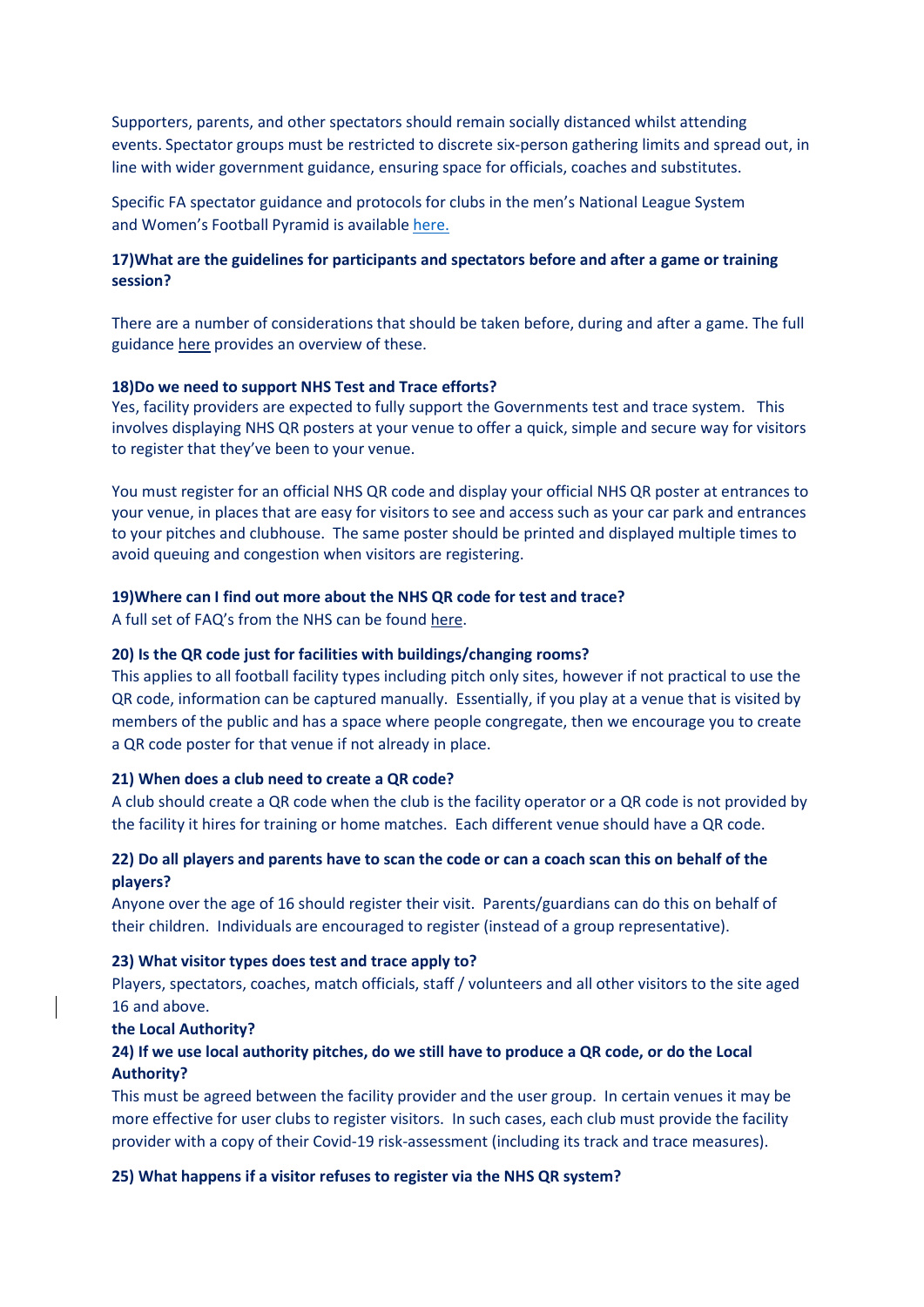Supporters, parents, and other spectators should remain socially distanced whilst attending events. Spectator groups must be restricted to discrete six-person gathering limits and spread out, in line with wider government guidance, ensuring space for officials, coaches and substitutes.

Specific FA spectator guidance and protocols for clubs in the men's National League System and Women's Football Pyramid is available here.

**17)What are the guidelines for participants and spectators before and after a game or training session?**

There are a number of considerations that should be taken before, during and after a game. The full guidance here provides an overview of these.

**18)Do we need to support NHS Test and Trace efforts?**

Yes, facility providers are expected to fully support the Governments test and trace system. This involves displaying NHS QR posters at your venue to offer a quick, simple and secure way for visitors to register that they've been to your venue.

You must register for an official NHS QR code and display your official NHS QR poster at entrances to your venue, in places that are easy for visitors to see and access such as your car park and entrances to your pitches and clubhouse. The same poster should be printed and displayed multiple times to avoid queuing and congestion when visitors are registering.

**19)Where can I find out more about the NHS QR code for test and trace?**

A full set of FAQ's from the NHS can be found here.

**20) Is the QR code just for facilities with buildings/changing rooms?**

This applies to all football facility types including pitch only sites, however if not practical to use the QR code, information can be captured manually. Essentially, if you play at a venue that is visited by members of the public and has a space where people congregate, then we encourage you to create a QR code poster for that venue if not already in place.

**21) When does a club need to create a QR code?**

A club should create a QR code when the club is the facility operator or a QR code is not provided by the facility it hires for training or home matches. Each different venue should have a QR code.

**22) Do all players and parents have to scan the code or can a coach scan this on behalf of the players?**

Anyone over the age of 16 should register their visit. Parents/guardians can do this on behalf of their children. Individuals are encouraged to register (instead of a group representative).

**23) What visitor types does test and trace apply to?**

Players, spectators, coaches, match officials, staff / volunteers and all other visitors to the site aged 16 and above.

**the Local Authority?**

**24) If we use local authority pitches, do we still have to produce a QR code, or do the Local Authority?**

This must be agreed between the facility provider and the user group. In certain venues it may be more effective for user clubs to register visitors. In such cases, each club must provide the facility provider with a copy of their Covid-19 risk-assessment (including its track and trace measures).

**25) What happens if a visitor refuses to register via the NHS QR system?**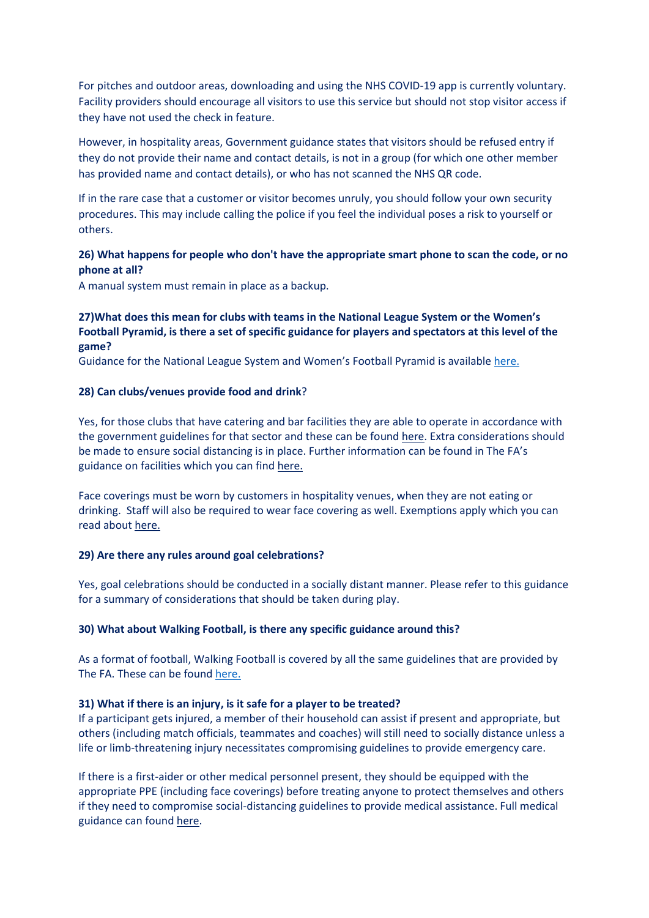For pitches and outdoor areas, downloading and using the NHS COVID-19 app is currently voluntary. Facility providers should encourage all visitors to use this service but should not stop visitor access if they have not used the check in feature.

However, in hospitality areas, Government guidance states that visitors should be refused entry if they do not provide their name and contact details, is not in a group (for which one other member has provided name and contact details), or who has not scanned the NHS QR code.

If in the rare case that a customer or visitor becomes unruly, you should follow your own security procedures. This may include calling the police if you feel the individual poses a risk to yourself or others.

**26) What happens for people who don't have the appropriate smart phone to scan the code, or no phone at all?**

A manual system must remain in place as a backup.

**27)What does this mean for clubs with teams in the National League System or the Women's Football Pyramid, is there a set of specific guidance for players and spectators at this level of the game?**

Guidance for the National League System and Women's Football Pyramid is available here.

**28) Can clubs/venues provide food and drink**?

Yes, for those clubs that have catering and bar facilities they are able to operate in accordance with the government guidelines for that sector and these can be found here. Extra considerations should be made to ensure social distancing is in place. Further information can be found in The FA's guidance on facilities which you can find here.

Face coverings must be worn by customers in hospitality venues, when they are not eating or drinking. Staff will also be required to wear face covering as well. Exemptions apply which you can read about here.

**29) Are there any rules around goal celebrations?**

Yes, goal celebrations should be conducted in a socially distant manner. Please refer to this guidance for a summary of considerations that should be taken during play.

**30) What about Walking Football, is there any specific guidance around this?**

As a format of football, Walking Football is covered by all the same guidelines that are provided by The FA. These can be found here.

**31) What if there is an injury, is it safe for a player to be treated?**

If a participant gets injured, a member of their household can assist if present and appropriate, but others (including match officials, teammates and coaches) will still need to socially distance unless a life or limb-threatening injury necessitates compromising guidelines to provide emergency care.

If there is a first-aider or other medical personnel present, they should be equipped with the appropriate PPE (including face coverings) before treating anyone to protect themselves and others if they need to compromise social-distancing guidelines to provide medical assistance. Full medical guidance can found here.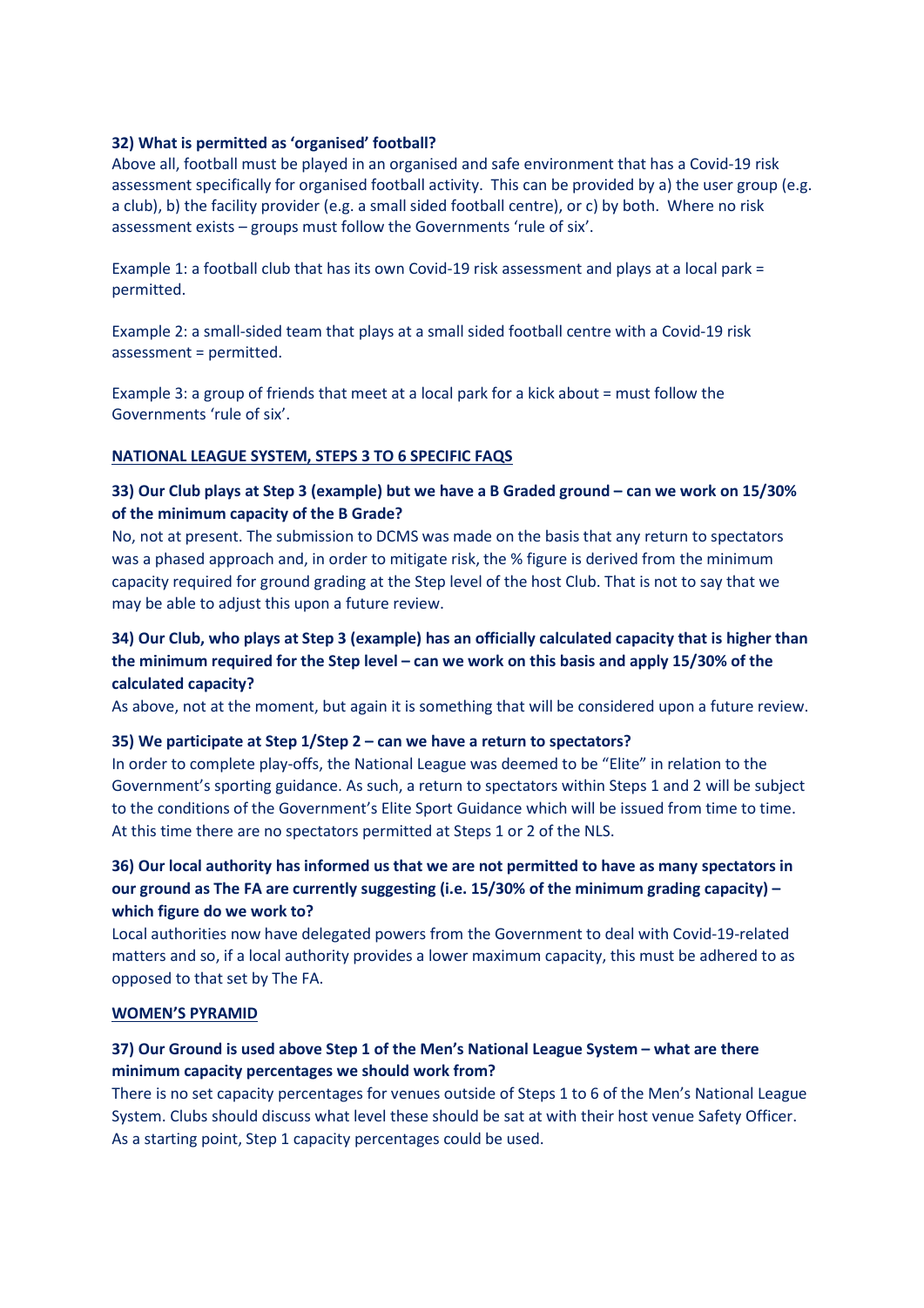**32) What is permitted as 'organised' football?**

Above all, football must be played in an organised and safe environment that has a Covid-19 risk assessment specifically for organised football activity. This can be provided by a) the user group (e.g. a club), b) the facility provider (e.g. a small sided football centre), or c) by both. Where no risk assessment exists – groups must follow the Governments 'rule of six'.

Example 1: a football club that has its own Covid-19 risk assessment and plays at a local park = permitted.

Example 2: a small-sided team that plays at a small sided football centre with a Covid-19 risk assessment = permitted.

Example 3: a group of friends that meet at a local park for a kick about = must follow the Governments 'rule of six'.

**NATIONAL LEAGUE SYSTEM, STEPS 3 TO 6 SPECIFIC FAQS**

**33) Our Club plays at Step 3 (example) but we have a B Graded ground – can we work on 15/30% of the minimum capacity of the B Grade?**

No, not at present. The submission to DCMS was made on the basis that any return to spectators was a phased approach and, in order to mitigate risk, the % figure is derived from the minimum capacity required for ground grading at the Step level of the host Club. That is not to say that we may be able to adjust this upon a future review.

**34) Our Club, who plays at Step 3 (example) has an officially calculated capacity that is higher than the minimum required for the Step level – can we work on this basis and apply 15/30% of the calculated capacity?**

As above, not at the moment, but again it is something that will be considered upon a future review.

**35) We participate at Step 1/Step 2 – can we have a return to spectators?**

In order to complete play-offs, the National League was deemed to be "Elite" in relation to the Government's sporting guidance. As such, a return to spectators within Steps 1 and 2 will be subject to the conditions of the Government's Elite Sport Guidance which will be issued from time to time. At this time there are no spectators permitted at Steps 1 or 2 of the NLS.

**36) Our local authority has informed us that we are not permitted to have as many spectators in our ground as The FA are currently suggesting (i.e. 15/30% of the minimum grading capacity) – which figure do we work to?**

Local authorities now have delegated powers from the Government to deal with Covid-19-related matters and so, if a local authority provides a lower maximum capacity, this must be adhered to as opposed to that set by The FA.

**WOMEN'S PYRAMID**

**37) Our Ground is used above Step 1 of the Men's National League System – what are there minimum capacity percentages we should work from?**

There is no set capacity percentages for venues outside of Steps 1 to 6 of the Men's National League System. Clubs should discuss what level these should be sat at with their host venue Safety Officer. As a starting point, Step 1 capacity percentages could be used.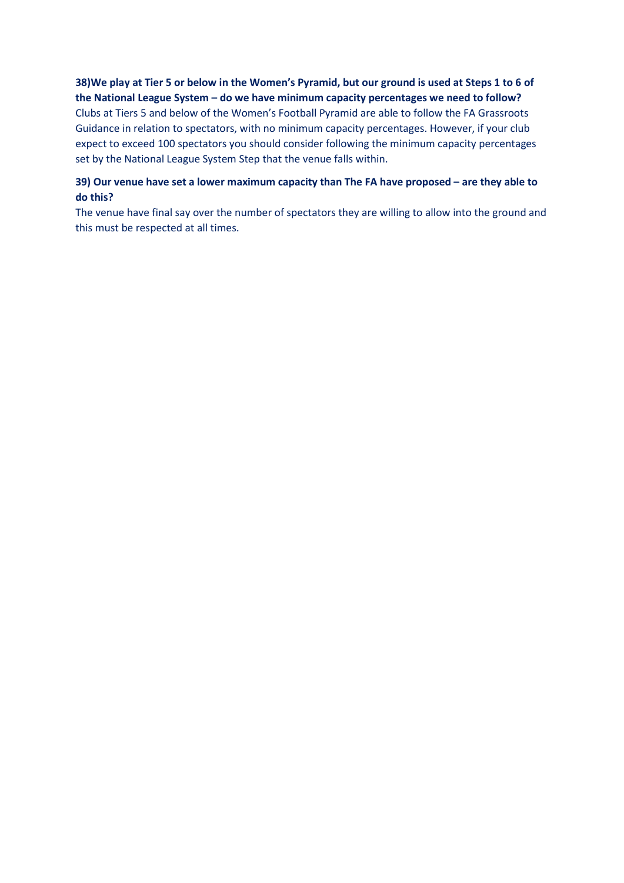**38)We play at Tier 5 or below in the Women's Pyramid, but our ground is used at Steps 1 to 6 of the National League System – do we have minimum capacity percentages we need to follow?**

Clubs at Tiers 5 and below of the Women's Football Pyramid are able to follow the FA Grassroots Guidance in relation to spectators, with no minimum capacity percentages. However, if your club expect to exceed 100 spectators you should consider following the minimum capacity percentages set by the National League System Step that the venue falls within.

**39) Our venue have set a lower maximum capacity than The FA have proposed – are they able to do this?**

The venue have final say over the number of spectators they are willing to allow into the ground and this must be respected at all times.